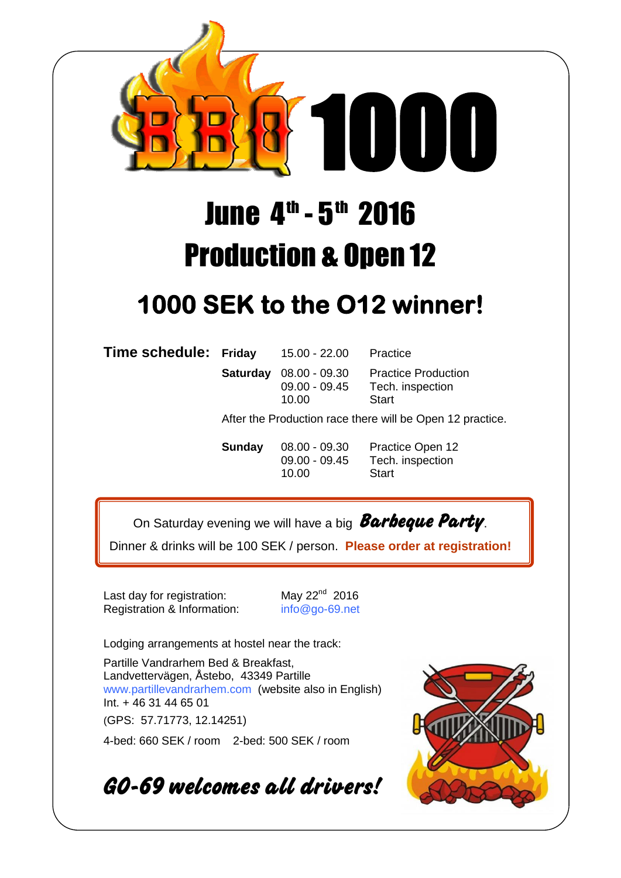# BBQ 1000

## June 4th - 5th 2016

## Production & Open 12

## 1000 SEK to the O12 winner!

**Time schedule:**

| | | |
|---|---|---|
| **Friday** | 15.00 - 22.00 | Practice |
| **Saturday** | 08.00 - 09.30 | Practice Production |
| | 09.00 - 09.45 | Tech. inspection |
| | 10.00 | Start |

After the Production race there will be Open 12 practice.

| | | |
|---|---|---|
| **Sunday** | 08.00 - 09.30 | Practice Open 12 |
| | 09.00 - 09.45 | Tech. inspection |
| | 10.00 | Start |

On Saturday evening we will have a big ***Barbeque Party***.

Dinner & drinks will be 100 SEK / person. **Please order at registration!**

Last day for registration: May 22nd 2016

Registration & Information: info@go-69.net

Lodging arrangements at hostel near the track:

Partille Vandrarhem Bed & Breakfast,
Landvettervägen, Åstebo, 43349 Partille
www.partillevandrarhem.com (website also in English)
Int. + 46 31 44 65 01

(GPS: 57.71773, 12.14251)

4-bed: 660 SEK / room 2-bed: 500 SEK / room

***GO-69 welcomes all drivers!***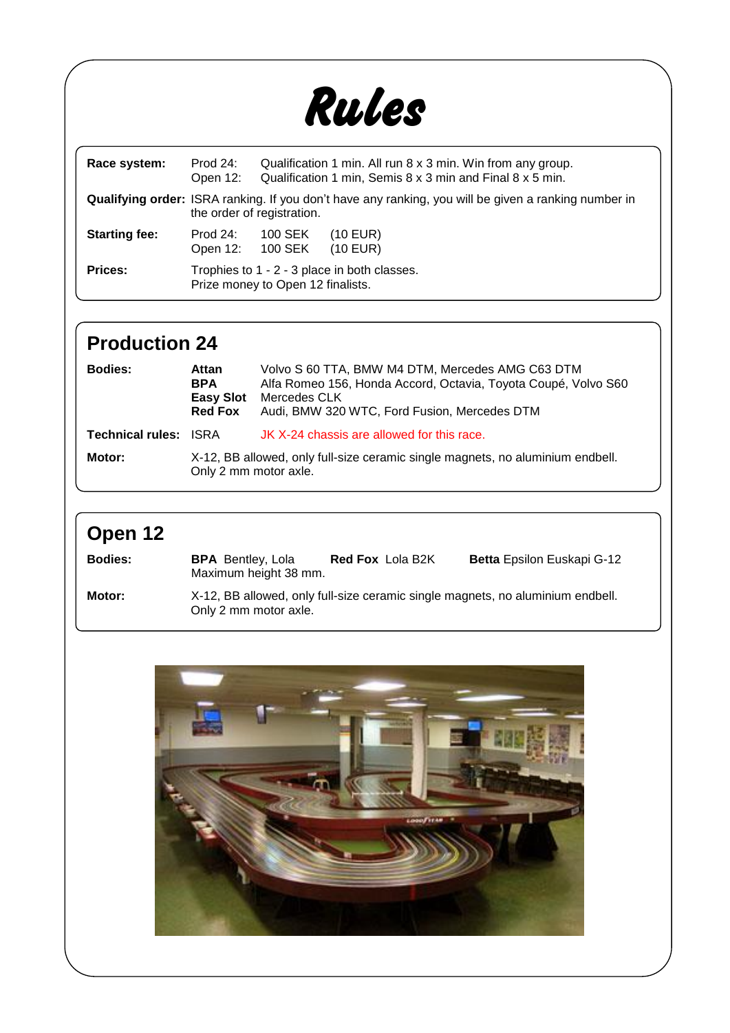# Rules

| | | |
|---|---|---|
| **Race system:** | Prod 24: | Qualification 1 min. All run 8 x 3 min. Win from any group. |
| | Open 12: | Qualification 1 min, Semis 8 x 3 min and Final 8 x 5 min. |
| **Qualifying order:** | ISRA ranking. If you don't have any ranking, you will be given a ranking number in the order of registration. | |
| **Starting fee:** | Prod 24: | 100 SEK (10 EUR) |
| | Open 12: | 100 SEK (10 EUR) |
| **Prices:** | Trophies to 1 - 2 - 3 place in both classes. Prize money to Open 12 finalists. | |

## Production 24

| | | |
|---|---|---|
| **Bodies:** | **Attan** | Volvo S 60 TTA, BMW M4 DTM, Mercedes AMG C63 DTM |
| | **BPA** | Alfa Romeo 156, Honda Accord, Octavia, Toyota Coupé, Volvo S60 |
| | **Easy Slot** | Mercedes CLK |
| | **Red Fox** | Audi, BMW 320 WTC, Ford Fusion, Mercedes DTM |
| **Technical rules:** | ISRA | JK X-24 chassis are allowed for this race. |
| **Motor:** | X-12, BB allowed, only full-size ceramic single magnets, no aluminium endbell. Only 2 mm motor axle. | |

## Open 12

**Bodies:** **BPA** Bentley, Lola **Red Fox** Lola B2K **Betta** Epsilon Euskapi G-12
Maximum height 38 mm.

**Motor:** X-12, BB allowed, only full-size ceramic single magnets, no aluminium endbell. Only 2 mm motor axle.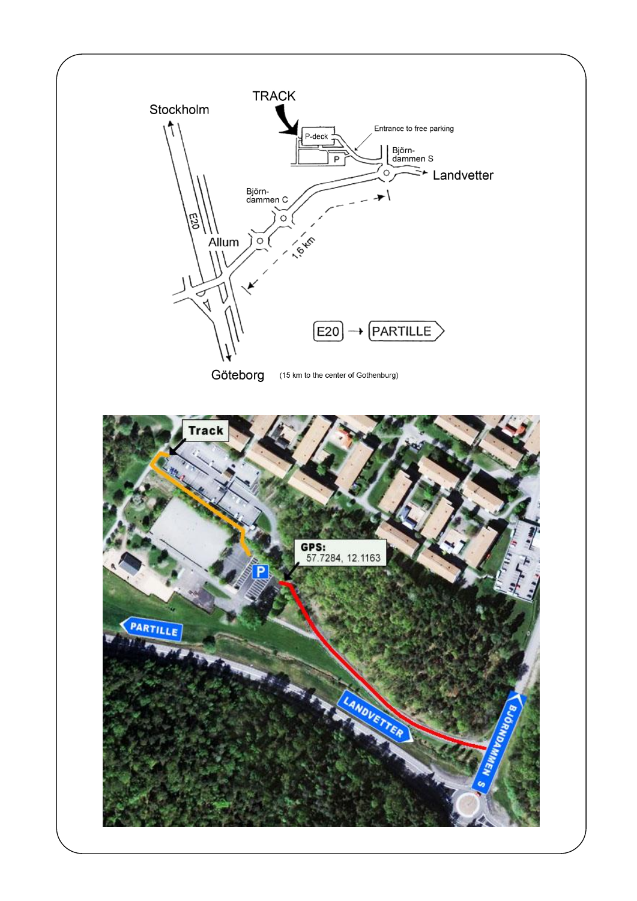TRACK

Stockholm

P-deck

Entrance to free parking

P

Björn-
dammen S

Landvetter

Björn-
dammen C

E20

Allum

1,6 km

E20 → PARTILLE

Göteborg

(15 km to the center of Gothenburg)

Track

GPS:
57.7284, 12.1163

P

PARTILLE

LANDVETTER

BJÖRNDAMMEN S